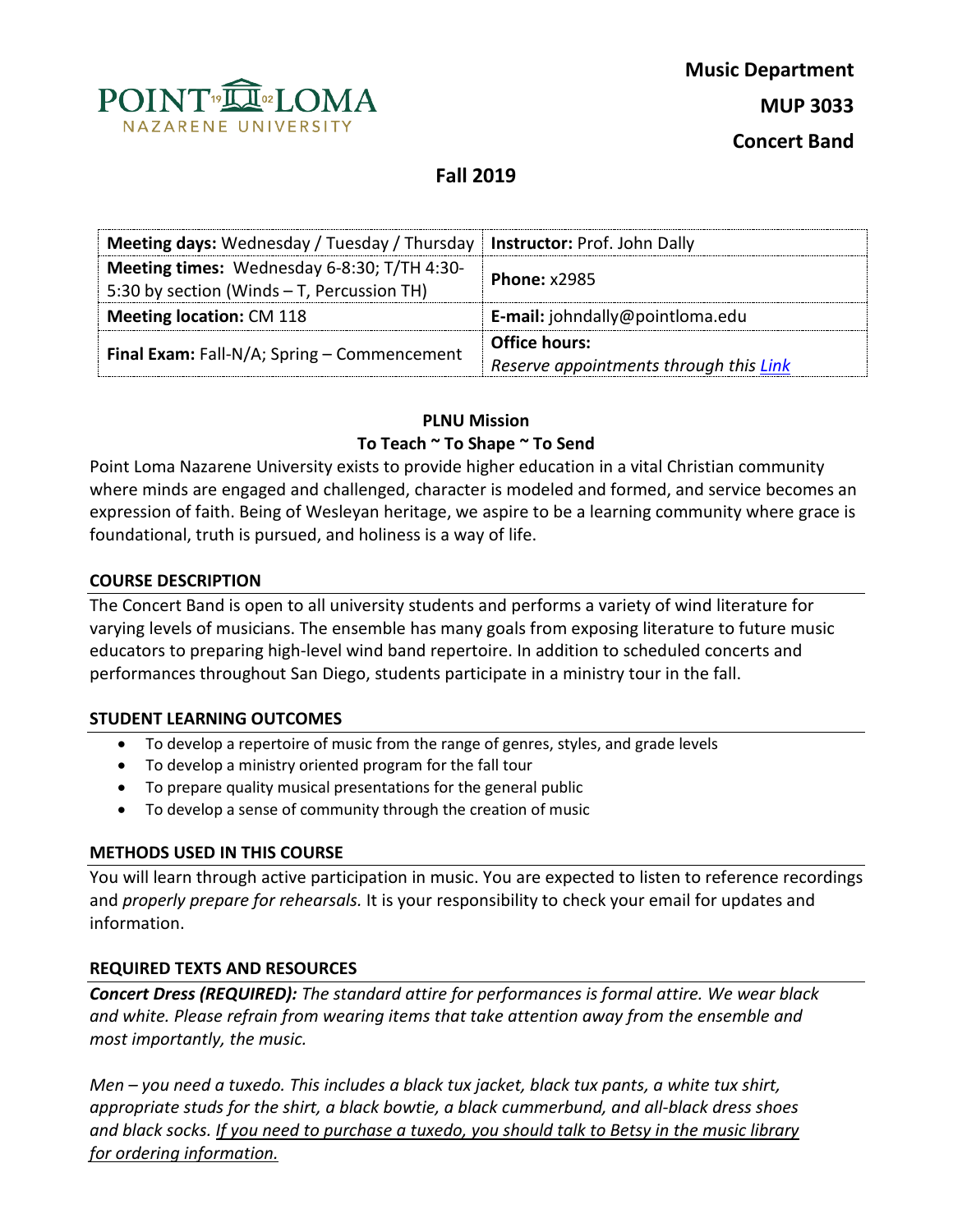POINT LOMA NAZARENE UNIVERSITY

**Music Department**

**MUP 3033**

**Concert Band**

## Fall 2019

| **Meeting days:** Wednesday / Tuesday / Thursday | **Instructor:** Prof. John Dally |
|---|---|
| **Meeting times:** Wednesday 6-8:30; T/TH 4:30-5:30 by section (Winds – T, Percussion TH) | **Phone:** x2985 |
| **Meeting location:** CM 118 | **E-mail:** johndally@pointloma.edu |
| **Final Exam:** Fall-N/A; Spring – Commencement | **Office hours:** *Reserve appointments through this Link* |

**PLNU Mission**

**To Teach ~ To Shape ~ To Send**

Point Loma Nazarene University exists to provide higher education in a vital Christian community where minds are engaged and challenged, character is modeled and formed, and service becomes an expression of faith. Being of Wesleyan heritage, we aspire to be a learning community where grace is foundational, truth is pursued, and holiness is a way of life.

### COURSE DESCRIPTION

The Concert Band is open to all university students and performs a variety of wind literature for varying levels of musicians. The ensemble has many goals from exposing literature to future music educators to preparing high-level wind band repertoire. In addition to scheduled concerts and performances throughout San Diego, students participate in a ministry tour in the fall.

### STUDENT LEARNING OUTCOMES

- To develop a repertoire of music from the range of genres, styles, and grade levels
- To develop a ministry oriented program for the fall tour
- To prepare quality musical presentations for the general public
- To develop a sense of community through the creation of music

### METHODS USED IN THIS COURSE

You will learn through active participation in music. You are expected to listen to reference recordings and *properly prepare for rehearsals.* It is your responsibility to check your email for updates and information.

### REQUIRED TEXTS AND RESOURCES

***Concert Dress (REQUIRED):*** *The standard attire for performances is formal attire. We wear black and white. Please refrain from wearing items that take attention away from the ensemble and most importantly, the music.*

*Men – you need a tuxedo. This includes a black tux jacket, black tux pants, a white tux shirt, appropriate studs for the shirt, a black bowtie, a black cummerbund, and all-black dress shoes and black socks. If you need to purchase a tuxedo, you should talk to Betsy in the music library for ordering information.*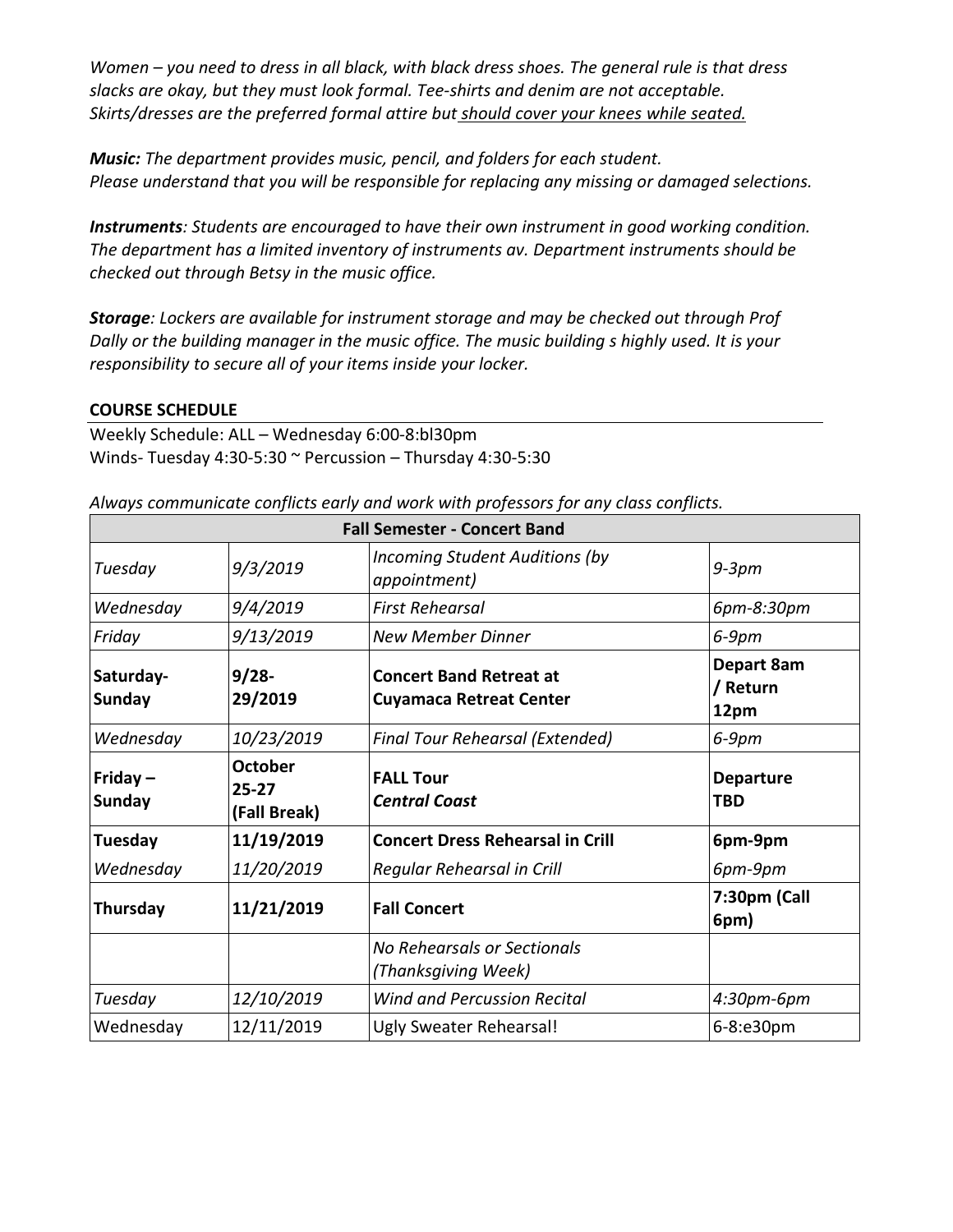*Women – you need to dress in all black, with black dress shoes. The general rule is that dress slacks are okay, but they must look formal. Tee-shirts and denim are not acceptable. Skirts/dresses are the preferred formal attire but should cover your knees while seated.*

***Music:** The department provides music, pencil, and folders for each student. Please understand that you will be responsible for replacing any missing or damaged selections.*

***Instruments**: Students are encouraged to have their own instrument in good working condition. The department has a limited inventory of instruments av. Department instruments should be checked out through Betsy in the music office.*

***Storage**: Lockers are available for instrument storage and may be checked out through Prof Dally or the building manager in the music office. The music building s highly used. It is your responsibility to secure all of your items inside your locker.*

**COURSE SCHEDULE**

Weekly Schedule: ALL – Wednesday 6:00-8:bl30pm
Winds- Tuesday 4:30-5:30 ~ Percussion – Thursday 4:30-5:30

*Always communicate conflicts early and work with professors for any class conflicts.*

| **Fall Semester - Concert Band** | | | |
|---|---|---|---|
| *Tuesday* | *9/3/2019* | *Incoming Student Auditions (by appointment)* | *9-3pm* |
| *Wednesday* | *9/4/2019* | *First Rehearsal* | *6pm-8:30pm* |
| *Friday* | *9/13/2019* | *New Member Dinner* | *6-9pm* |
| **Saturday-Sunday** | **9/28-29/2019** | **Concert Band Retreat at Cuyamaca Retreat Center** | **Depart 8am / Return 12pm** |
| *Wednesday* | *10/23/2019* | *Final Tour Rehearsal (Extended)* | *6-9pm* |
| **Friday – Sunday** | **October 25-27 (Fall Break)** | **FALL Tour** ***Central Coast*** | **Departure TBD** |
| **Tuesday** | **11/19/2019** | **Concert Dress Rehearsal in Crill** | **6pm-9pm** |
| *Wednesday* | *11/20/2019* | *Regular Rehearsal in Crill* | *6pm-9pm* |
| **Thursday** | **11/21/2019** | **Fall Concert** | **7:30pm (Call 6pm)** |
| | | *No Rehearsals or Sectionals (Thanksgiving Week)* | |
| *Tuesday* | *12/10/2019* | *Wind and Percussion Recital* | *4:30pm-6pm* |
| Wednesday | 12/11/2019 | Ugly Sweater Rehearsal! | 6-8:e30pm |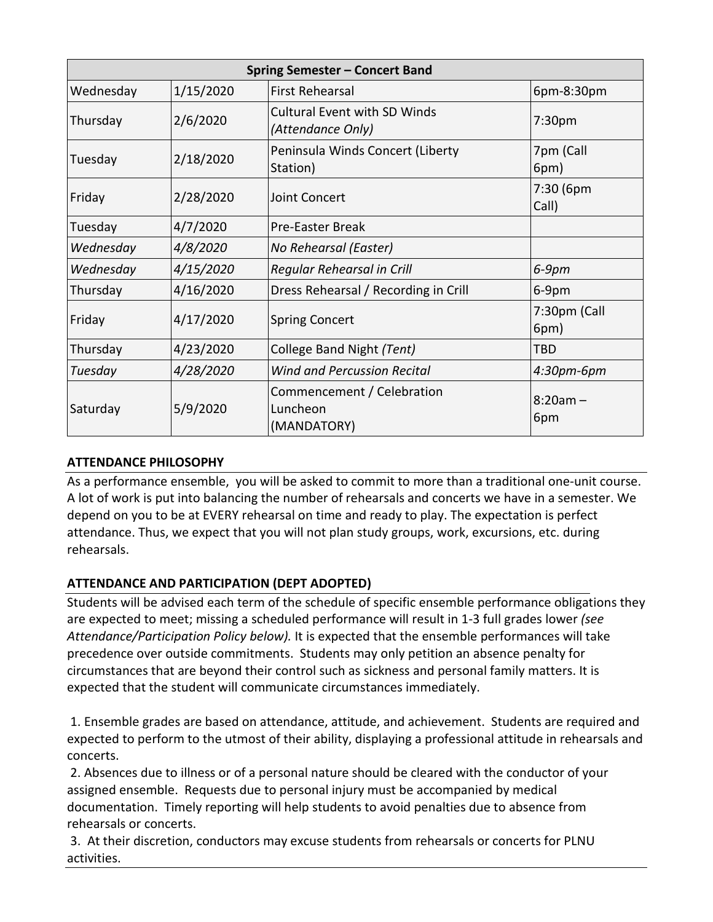| Spring Semester – Concert Band | | | |
|---|---|---|---|
| Wednesday | 1/15/2020 | First Rehearsal | 6pm-8:30pm |
| Thursday | 2/6/2020 | Cultural Event with SD Winds *(Attendance Only)* | 7:30pm |
| Tuesday | 2/18/2020 | Peninsula Winds Concert (Liberty Station) | 7pm (Call 6pm) |
| Friday | 2/28/2020 | Joint Concert | 7:30 (6pm Call) |
| Tuesday | 4/7/2020 | Pre-Easter Break | |
| *Wednesday* | *4/8/2020* | *No Rehearsal (Easter)* | |
| *Wednesday* | *4/15/2020* | *Regular Rehearsal in Crill* | *6-9pm* |
| Thursday | 4/16/2020 | Dress Rehearsal / Recording in Crill | 6-9pm |
| Friday | 4/17/2020 | Spring Concert | 7:30pm (Call 6pm) |
| Thursday | 4/23/2020 | College Band Night *(Tent)* | TBD |
| *Tuesday* | *4/28/2020* | *Wind and Percussion Recital* | *4:30pm-6pm* |
| Saturday | 5/9/2020 | Commencement / Celebration Luncheon (MANDATORY) | 8:20am – 6pm |

**ATTENDANCE PHILOSOPHY**

As a performance ensemble, you will be asked to commit to more than a traditional one-unit course. A lot of work is put into balancing the number of rehearsals and concerts we have in a semester. We depend on you to be at EVERY rehearsal on time and ready to play. The expectation is perfect attendance. Thus, we expect that you will not plan study groups, work, excursions, etc. during rehearsals.

**ATTENDANCE AND PARTICIPATION (DEPT ADOPTED)**

Students will be advised each term of the schedule of specific ensemble performance obligations they are expected to meet; missing a scheduled performance will result in 1-3 full grades lower *(see Attendance/Participation Policy below).* It is expected that the ensemble performances will take precedence over outside commitments. Students may only petition an absence penalty for circumstances that are beyond their control such as sickness and personal family matters. It is expected that the student will communicate circumstances immediately.

1. Ensemble grades are based on attendance, attitude, and achievement. Students are required and expected to perform to the utmost of their ability, displaying a professional attitude in rehearsals and concerts.
2. Absences due to illness or of a personal nature should be cleared with the conductor of your assigned ensemble. Requests due to personal injury must be accompanied by medical documentation. Timely reporting will help students to avoid penalties due to absence from rehearsals or concerts.
3. At their discretion, conductors may excuse students from rehearsals or concerts for PLNU activities.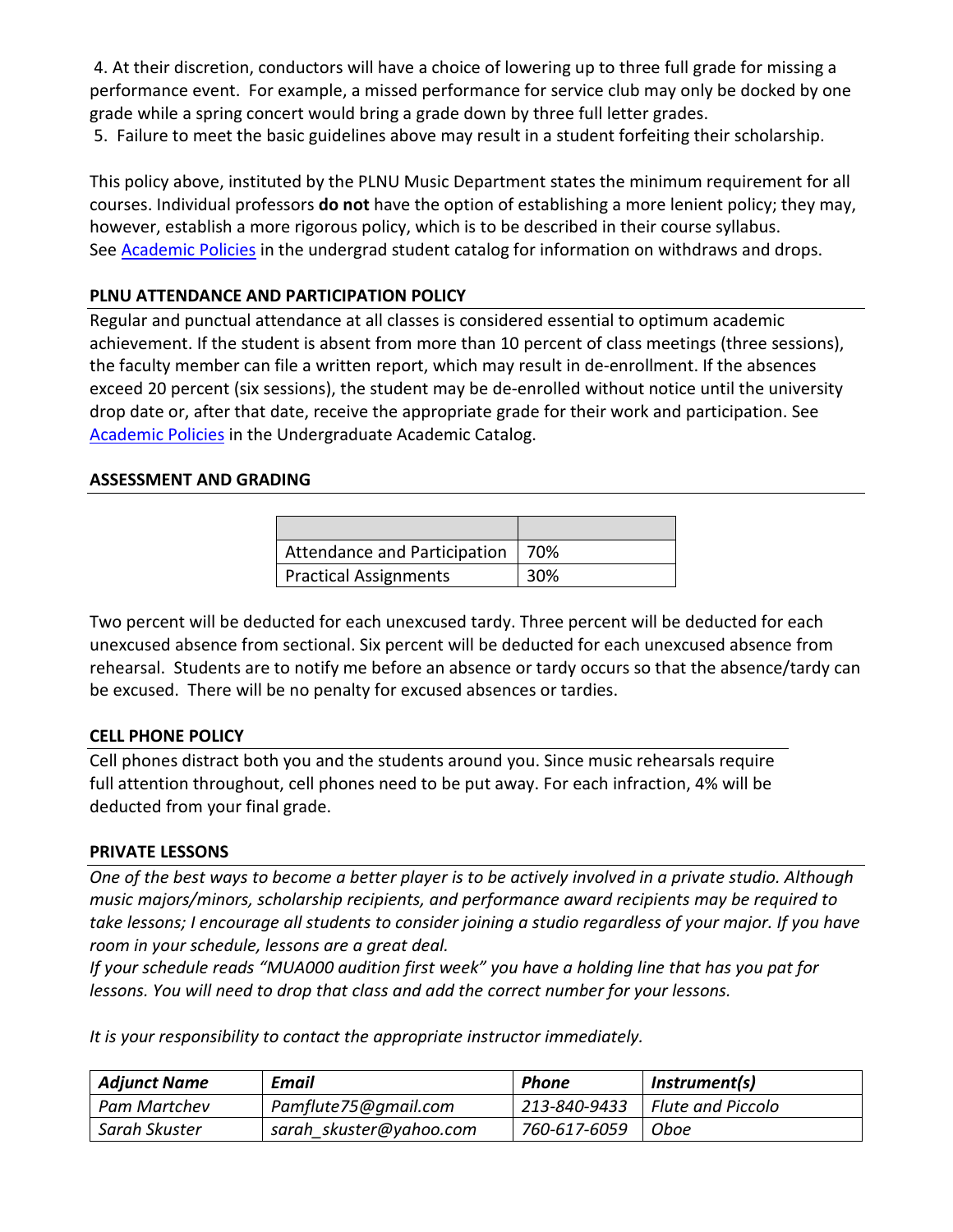4. At their discretion, conductors will have a choice of lowering up to three full grade for missing a performance event. For example, a missed performance for service club may only be docked by one grade while a spring concert would bring a grade down by three full letter grades.

5. Failure to meet the basic guidelines above may result in a student forfeiting their scholarship.

This policy above, instituted by the PLNU Music Department states the minimum requirement for all courses. Individual professors **do not** have the option of establishing a more lenient policy; they may, however, establish a more rigorous policy, which is to be described in their course syllabus. See Academic Policies in the undergrad student catalog for information on withdraws and drops.

### PLNU ATTENDANCE AND PARTICIPATION POLICY

Regular and punctual attendance at all classes is considered essential to optimum academic achievement. If the student is absent from more than 10 percent of class meetings (three sessions), the faculty member can file a written report, which may result in de-enrollment. If the absences exceed 20 percent (six sessions), the student may be de-enrolled without notice until the university drop date or, after that date, receive the appropriate grade for their work and participation. See Academic Policies in the Undergraduate Academic Catalog.

### ASSESSMENT AND GRADING

| | |
|---|---|
| Attendance and Participation | 70% |
| Practical Assignments | 30% |

Two percent will be deducted for each unexcused tardy. Three percent will be deducted for each unexcused absence from sectional. Six percent will be deducted for each unexcused absence from rehearsal. Students are to notify me before an absence or tardy occurs so that the absence/tardy can be excused. There will be no penalty for excused absences or tardies.

### CELL PHONE POLICY

Cell phones distract both you and the students around you. Since music rehearsals require full attention throughout, cell phones need to be put away. For each infraction, 4% will be deducted from your final grade.

### PRIVATE LESSONS

*One of the best ways to become a better player is to be actively involved in a private studio. Although music majors/minors, scholarship recipients, and performance award recipients may be required to take lessons; I encourage all students to consider joining a studio regardless of your major. If you have room in your schedule, lessons are a great deal.*

*If your schedule reads "MUA000 audition first week" you have a holding line that has you pat for lessons. You will need to drop that class and add the correct number for your lessons.*

*It is your responsibility to contact the appropriate instructor immediately.*

| ***Adjunct Name*** | ***Email*** | ***Phone*** | ***Instrument(s)*** |
|---|---|---|---|
| *Pam Martchev* | *Pamflute75@gmail.com* | *213-840-9433* | *Flute and Piccolo* |
| *Sarah Skuster* | *sarah_skuster@yahoo.com* | *760-617-6059* | *Oboe* |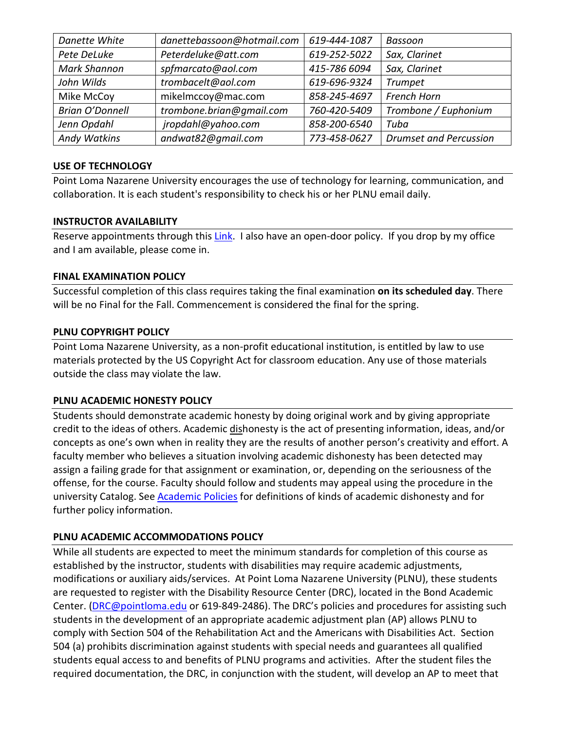| *Danette White* | *danettebassoon@hotmail.com* | *619-444-1087* | *Bassoon* |
|---|---|---|---|
| *Pete DeLuke* | *Peterdeluke@att.com* | *619-252-5022* | *Sax, Clarinet* |
| *Mark Shannon* | *spfmarcato@aol.com* | *415-786 6094* | *Sax, Clarinet* |
| *John Wilds* | *trombacelt@aol.com* | *619-696-9324* | *Trumpet* |
| Mike McCoy | mikelmccoy@mac.com | *858-245-4697* | *French Horn* |
| *Brian O'Donnell* | *trombone.brian@gmail.com* | *760-420-5409* | *Trombone / Euphonium* |
| *Jenn Opdahl* | *jropdahl@yahoo.com* | *858-200-6540* | *Tuba* |
| *Andy Watkins* | *andwat82@gmail.com* | *773-458-0627* | *Drumset and Percussion* |

### USE OF TECHNOLOGY

Point Loma Nazarene University encourages the use of technology for learning, communication, and collaboration. It is each student's responsibility to check his or her PLNU email daily.

### INSTRUCTOR AVAILABILITY

Reserve appointments through this Link. I also have an open-door policy. If you drop by my office and I am available, please come in.

### FINAL EXAMINATION POLICY

Successful completion of this class requires taking the final examination **on its scheduled day**. There will be no Final for the Fall. Commencement is considered the final for the spring.

### PLNU COPYRIGHT POLICY

Point Loma Nazarene University, as a non-profit educational institution, is entitled by law to use materials protected by the US Copyright Act for classroom education. Any use of those materials outside the class may violate the law.

### PLNU ACADEMIC HONESTY POLICY

Students should demonstrate academic honesty by doing original work and by giving appropriate credit to the ideas of others. Academic dishonesty is the act of presenting information, ideas, and/or concepts as one's own when in reality they are the results of another person's creativity and effort. A faculty member who believes a situation involving academic dishonesty has been detected may assign a failing grade for that assignment or examination, or, depending on the seriousness of the offense, for the course. Faculty should follow and students may appeal using the procedure in the university Catalog. See Academic Policies for definitions of kinds of academic dishonesty and for further policy information.

### PLNU ACADEMIC ACCOMMODATIONS POLICY

While all students are expected to meet the minimum standards for completion of this course as established by the instructor, students with disabilities may require academic adjustments, modifications or auxiliary aids/services. At Point Loma Nazarene University (PLNU), these students are requested to register with the Disability Resource Center (DRC), located in the Bond Academic Center. (DRC@pointloma.edu or 619-849-2486). The DRC's policies and procedures for assisting such students in the development of an appropriate academic adjustment plan (AP) allows PLNU to comply with Section 504 of the Rehabilitation Act and the Americans with Disabilities Act. Section 504 (a) prohibits discrimination against students with special needs and guarantees all qualified students equal access to and benefits of PLNU programs and activities. After the student files the required documentation, the DRC, in conjunction with the student, will develop an AP to meet that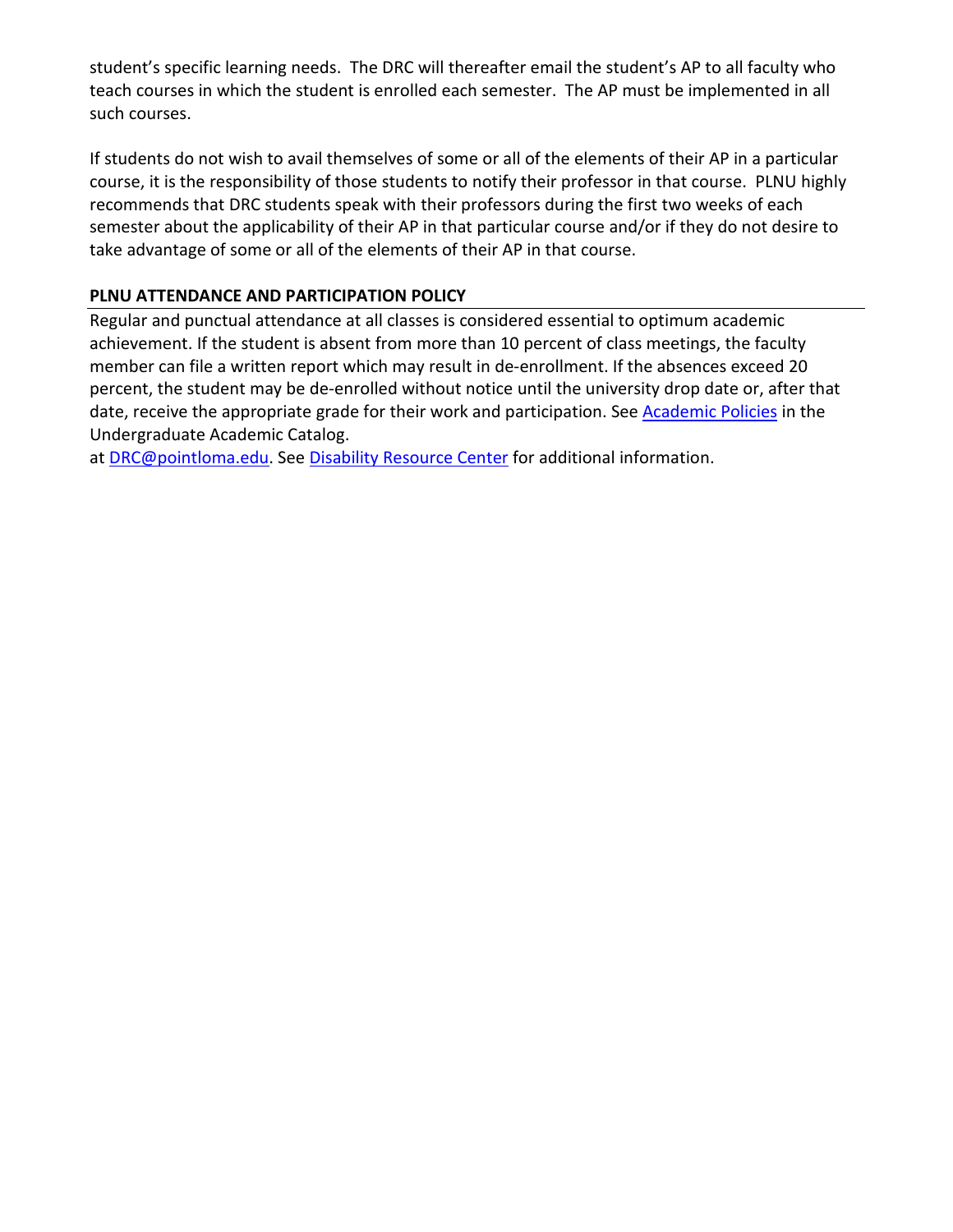student's specific learning needs. The DRC will thereafter email the student's AP to all faculty who teach courses in which the student is enrolled each semester. The AP must be implemented in all such courses.

If students do not wish to avail themselves of some or all of the elements of their AP in a particular course, it is the responsibility of those students to notify their professor in that course. PLNU highly recommends that DRC students speak with their professors during the first two weeks of each semester about the applicability of their AP in that particular course and/or if they do not desire to take advantage of some or all of the elements of their AP in that course.

**PLNU ATTENDANCE AND PARTICIPATION POLICY**

Regular and punctual attendance at all classes is considered essential to optimum academic achievement. If the student is absent from more than 10 percent of class meetings, the faculty member can file a written report which may result in de-enrollment. If the absences exceed 20 percent, the student may be de-enrolled without notice until the university drop date or, after that date, receive the appropriate grade for their work and participation. See Academic Policies in the Undergraduate Academic Catalog.
at DRC@pointloma.edu. See Disability Resource Center for additional information.